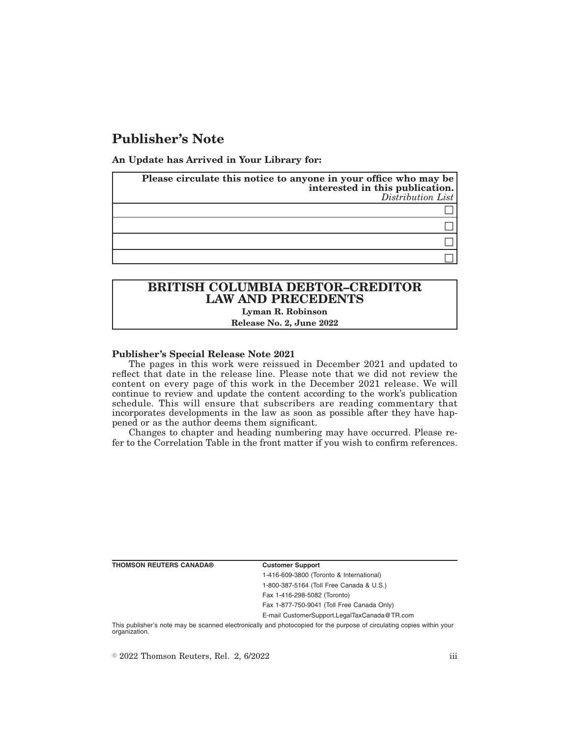# Publisher's Note

**An Update has Arrived in Your Library for:**

| **Please circulate this notice to anyone in your office who may be interested in this publication.** *Distribution List* |
|---|
| ☐ |
| ☐ |
| ☐ |
| ☐ |

| **BRITISH COLUMBIA DEBTOR–CREDITOR LAW AND PRECEDENTS** |
|---|
| **Lyman R. Robinson** |
| **Release No. 2, June 2022** |

**Publisher's Special Release Note 2021**

The pages in this work were reissued in December 2021 and updated to reflect that date in the release line. Please note that we did not review the content on every page of this work in the December 2021 release. We will continue to review and update the content according to the work's publication schedule. This will ensure that subscribers are reading commentary that incorporates developments in the law as soon as possible after they have happened or as the author deems them significant.

Changes to chapter and heading numbering may have occurred. Please refer to the Correlation Table in the front matter if you wish to confirm references.

**THOMSON REUTERS CANADA®**

**Customer Support**

1-416-609-3800 (Toronto & International)

1-800-387-5164 (Toll Free Canada & U.S.)

Fax 1-416-298-5082 (Toronto)

Fax 1-877-750-9041 (Toll Free Canada Only)

E-mail CustomerSupport.LegalTaxCanada@TR.com

This publisher's note may be scanned electronically and photocopied for the purpose of circulating copies within your organization.

© 2022 Thomson Reuters, Rel. 2, 6/2022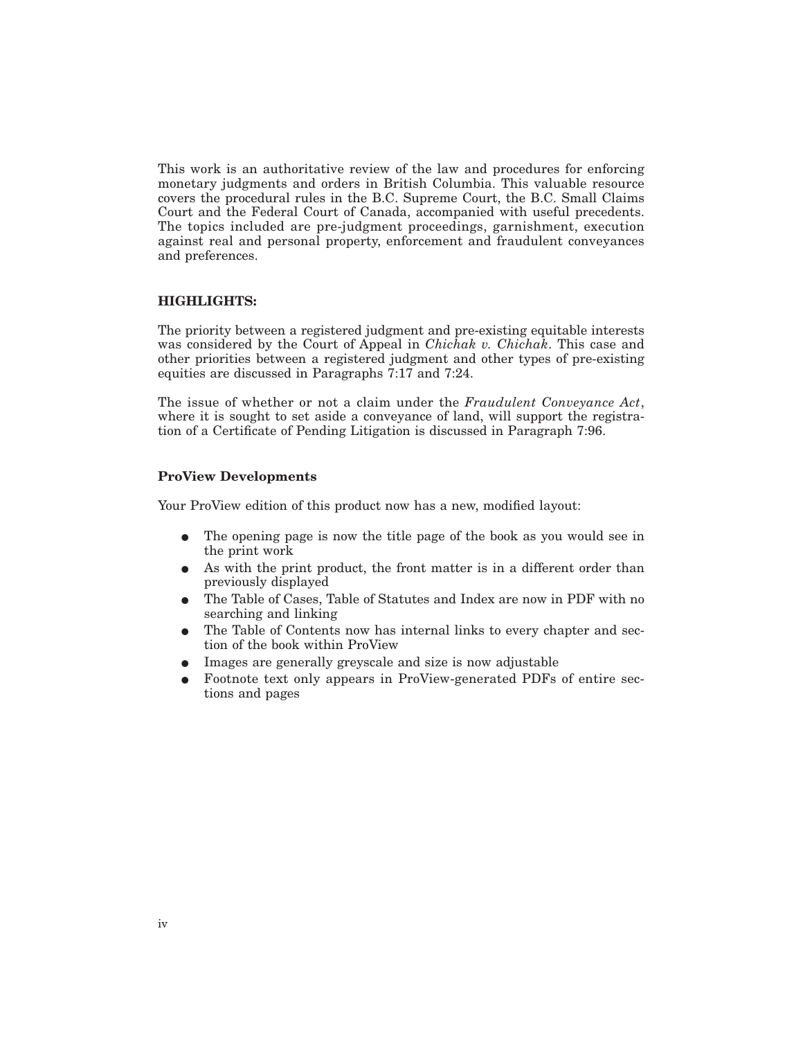This work is an authoritative review of the law and procedures for enforcing monetary judgments and orders in British Columbia. This valuable resource covers the procedural rules in the B.C. Supreme Court, the B.C. Small Claims Court and the Federal Court of Canada, accompanied with useful precedents. The topics included are pre-judgment proceedings, garnishment, execution against real and personal property, enforcement and fraudulent conveyances and preferences.

**HIGHLIGHTS:**

The priority between a registered judgment and pre-existing equitable interests was considered by the Court of Appeal in *Chichak v. Chichak*. This case and other priorities between a registered judgment and other types of pre-existing equities are discussed in Paragraphs 7:17 and 7:24.

The issue of whether or not a claim under the *Fraudulent Conveyance Act*, where it is sought to set aside a conveyance of land, will support the registration of a Certificate of Pending Litigation is discussed in Paragraph 7:96.

**ProView Developments**

Your ProView edition of this product now has a new, modified layout:

- The opening page is now the title page of the book as you would see in the print work
- As with the print product, the front matter is in a different order than previously displayed
- The Table of Cases, Table of Statutes and Index are now in PDF with no searching and linking
- The Table of Contents now has internal links to every chapter and section of the book within ProView
- Images are generally greyscale and size is now adjustable
- Footnote text only appears in ProView-generated PDFs of entire sections and pages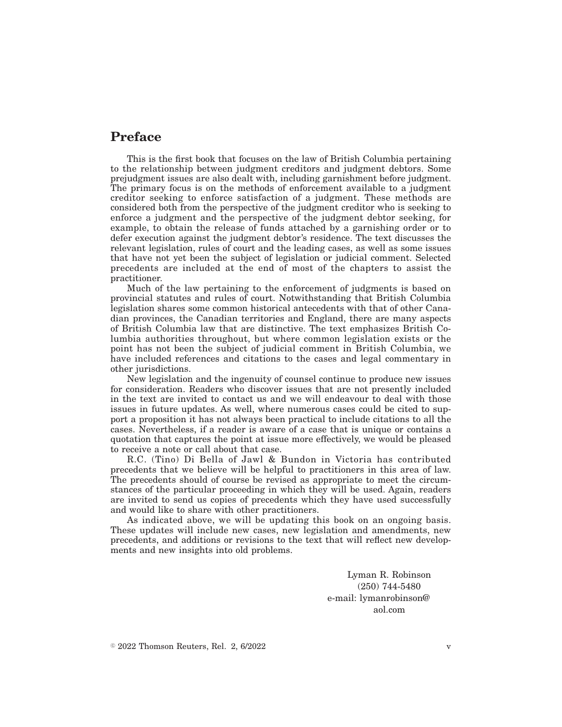# Preface

This is the first book that focuses on the law of British Columbia pertaining to the relationship between judgment creditors and judgment debtors. Some prejudgment issues are also dealt with, including garnishment before judgment. The primary focus is on the methods of enforcement available to a judgment creditor seeking to enforce satisfaction of a judgment. These methods are considered both from the perspective of the judgment creditor who is seeking to enforce a judgment and the perspective of the judgment debtor seeking, for example, to obtain the release of funds attached by a garnishing order or to defer execution against the judgment debtor's residence. The text discusses the relevant legislation, rules of court and the leading cases, as well as some issues that have not yet been the subject of legislation or judicial comment. Selected precedents are included at the end of most of the chapters to assist the practitioner.

Much of the law pertaining to the enforcement of judgments is based on provincial statutes and rules of court. Notwithstanding that British Columbia legislation shares some common historical antecedents with that of other Canadian provinces, the Canadian territories and England, there are many aspects of British Columbia law that are distinctive. The text emphasizes British Columbia authorities throughout, but where common legislation exists or the point has not been the subject of judicial comment in British Columbia, we have included references and citations to the cases and legal commentary in other jurisdictions.

New legislation and the ingenuity of counsel continue to produce new issues for consideration. Readers who discover issues that are not presently included in the text are invited to contact us and we will endeavour to deal with those issues in future updates. As well, where numerous cases could be cited to support a proposition it has not always been practical to include citations to all the cases. Nevertheless, if a reader is aware of a case that is unique or contains a quotation that captures the point at issue more effectively, we would be pleased to receive a note or call about that case.

R.C. (Tino) Di Bella of Jawl & Bundon in Victoria has contributed precedents that we believe will be helpful to practitioners in this area of law. The precedents should of course be revised as appropriate to meet the circumstances of the particular proceeding in which they will be used. Again, readers are invited to send us copies of precedents which they have used successfully and would like to share with other practitioners.

As indicated above, we will be updating this book on an ongoing basis. These updates will include new cases, new legislation and amendments, new precedents, and additions or revisions to the text that will reflect new developments and new insights into old problems.

Lyman R. Robinson
(250) 744-5480
e-mail: lymanrobinson@aol.com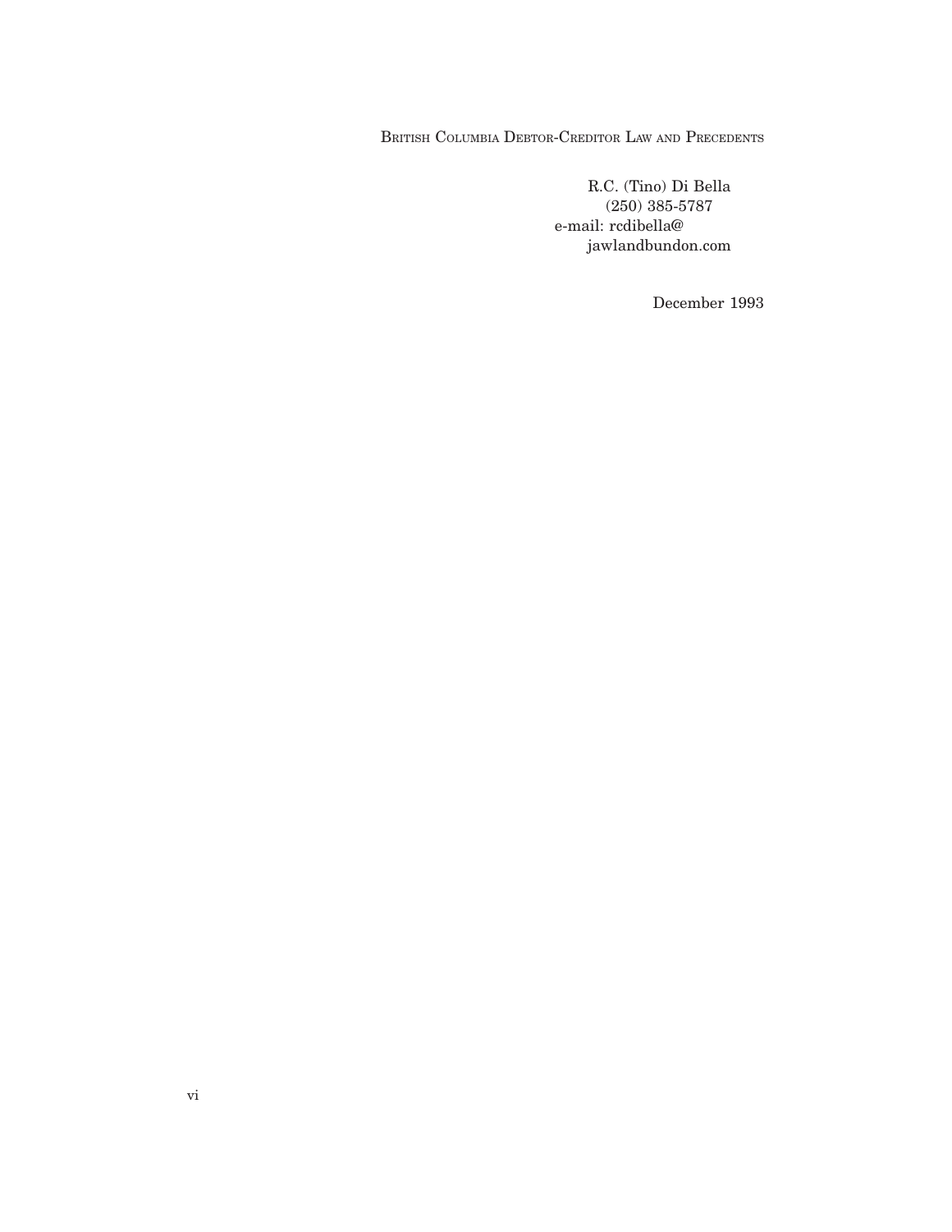R.C. (Tino) Di Bella  
(250) 385-5787  
e-mail: rcdibella@  
jawlandbundon.com

December 1993